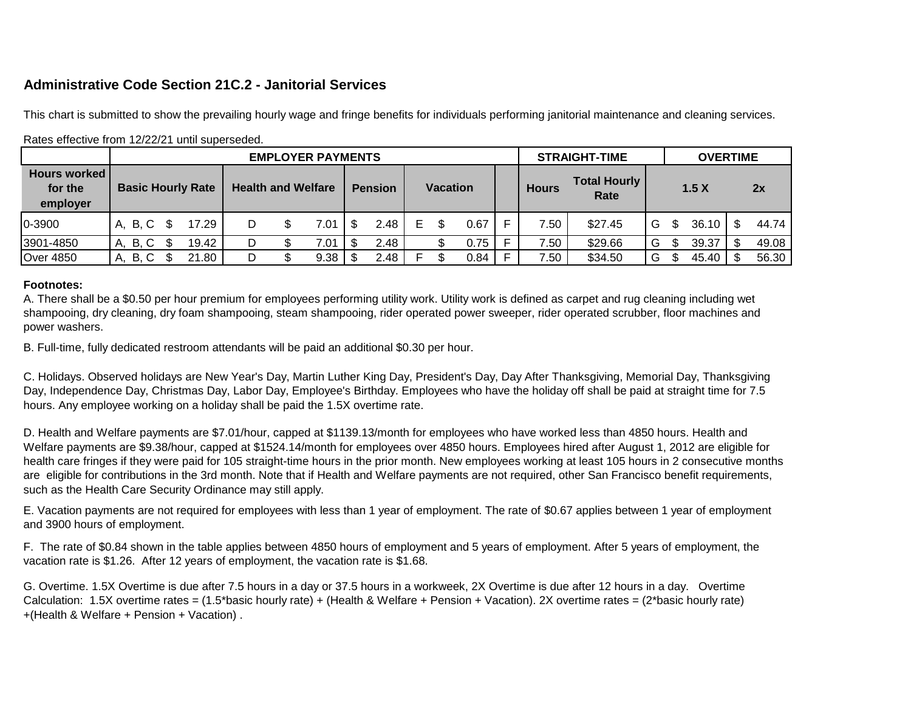## Administrative Code Section 21C.2 - Janitorial Services

This chart is submitted to show the prevailing hourly wage and fringe benefits for individuals performing janitorial maintenance and cleaning services.

Rates effective from 12/22/21 until superseded.

| | EMPLOYER PAYMENTS | | | | | | | | | STRAIGHT-TIME | | OVERTIME | | |
|---|---|---|---|---|---|---|---|---|---|---|---|---|---|---|
| Hours worked for the employer | Basic Hourly Rate | | Health and Welfare | | Pension | Vacation | | | | Hours | Total Hourly Rate | | 1.5 X | 2x |
| 0-3900 | A, B, C | $ 17.29 | D | $ 7.01 | $ 2.48 | E | $ 0.67 | F | | 7.50 | $27.45 | G | $ 36.10 | $ 44.74 |
| 3901-4850 | A, B, C | $ 19.42 | D | $ 7.01 | $ 2.48 | | $ 0.75 | F | | 7.50 | $29.66 | G | $ 39.37 | $ 49.08 |
| Over 4850 | A, B, C | $ 21.80 | D | $ 9.38 | $ 2.48 | F | $ 0.84 | F | | 7.50 | $34.50 | G | $ 45.40 | $ 56.30 |

**Footnotes:**

A. There shall be a $0.50 per hour premium for employees performing utility work. Utility work is defined as carpet and rug cleaning including wet shampooing, dry cleaning, dry foam shampooing, steam shampooing, rider operated power sweeper, rider operated scrubber, floor machines and power washers.

B. Full-time, fully dedicated restroom attendants will be paid an additional $0.30 per hour.

C. Holidays. Observed holidays are New Year's Day, Martin Luther King Day, President's Day, Day After Thanksgiving, Memorial Day, Thanksgiving Day, Independence Day, Christmas Day, Labor Day, Employee's Birthday. Employees who have the holiday off shall be paid at straight time for 7.5 hours. Any employee working on a holiday shall be paid the 1.5X overtime rate.

D. Health and Welfare payments are $7.01/hour, capped at $1139.13/month for employees who have worked less than 4850 hours. Health and Welfare payments are $9.38/hour, capped at $1524.14/month for employees over 4850 hours. Employees hired after August 1, 2012 are eligible for health care fringes if they were paid for 105 straight-time hours in the prior month. New employees working at least 105 hours in 2 consecutive months are eligible for contributions in the 3rd month. Note that if Health and Welfare payments are not required, other San Francisco benefit requirements, such as the Health Care Security Ordinance may still apply.

E. Vacation payments are not required for employees with less than 1 year of employment. The rate of $0.67 applies between 1 year of employment and 3900 hours of employment.

F. The rate of $0.84 shown in the table applies between 4850 hours of employment and 5 years of employment. After 5 years of employment, the vacation rate is $1.26. After 12 years of employment, the vacation rate is $1.68.

G. Overtime. 1.5X Overtime is due after 7.5 hours in a day or 37.5 hours in a workweek, 2X Overtime is due after 12 hours in a day. Overtime Calculation: 1.5X overtime rates = (1.5*basic hourly rate) + (Health & Welfare + Pension + Vacation). 2X overtime rates = (2*basic hourly rate) +(Health & Welfare + Pension + Vacation) .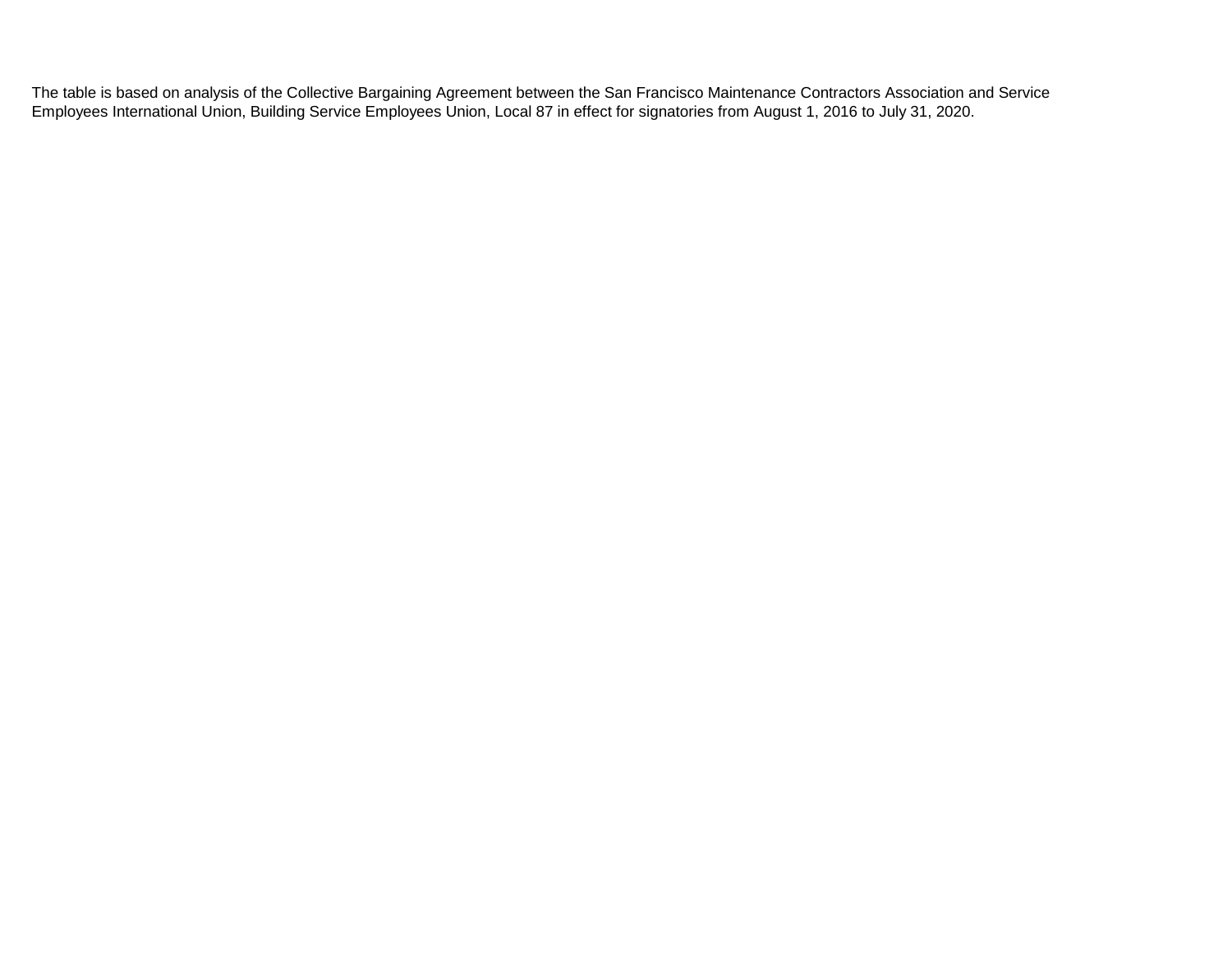The table is based on analysis of the Collective Bargaining Agreement between the San Francisco Maintenance Contractors Association and Service Employees International Union, Building Service Employees Union, Local 87 in effect for signatories from August 1, 2016 to July 31, 2020.